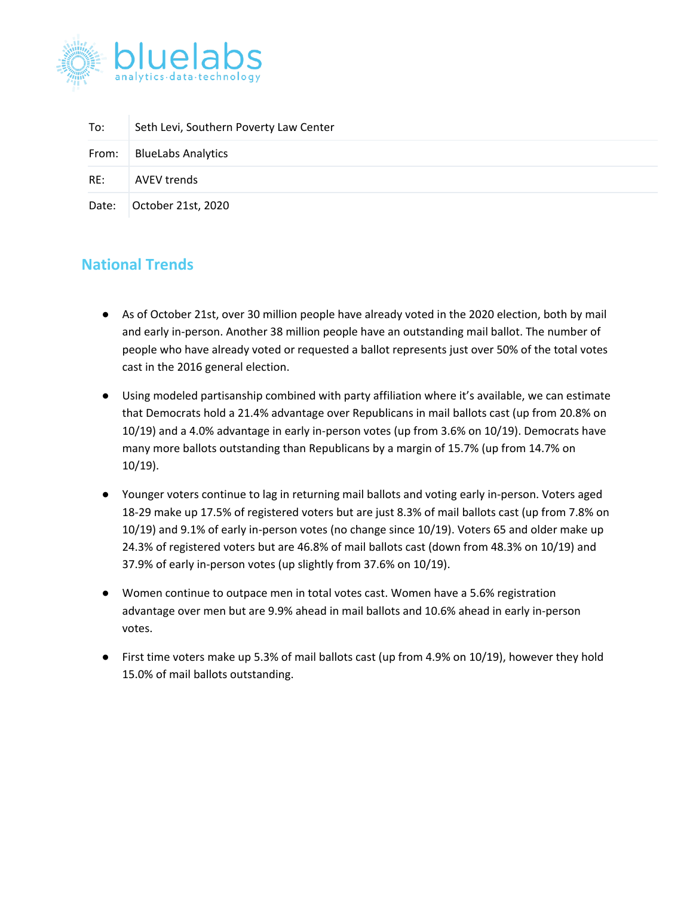| | |
|---|---|
| To: | Seth Levi, Southern Poverty Law Center |
| From: | BlueLabs Analytics |
| RE: | AVEV trends |
| Date: | October 21st, 2020 |

## National Trends

- As of October 21st, over 30 million people have already voted in the 2020 election, both by mail and early in-person. Another 38 million people have an outstanding mail ballot. The number of people who have already voted or requested a ballot represents just over 50% of the total votes cast in the 2016 general election.

- Using modeled partisanship combined with party affiliation where it's available, we can estimate that Democrats hold a 21.4% advantage over Republicans in mail ballots cast (up from 20.8% on 10/19) and a 4.0% advantage in early in-person votes (up from 3.6% on 10/19). Democrats have many more ballots outstanding than Republicans by a margin of 15.7% (up from 14.7% on 10/19).

- Younger voters continue to lag in returning mail ballots and voting early in-person. Voters aged 18-29 make up 17.5% of registered voters but are just 8.3% of mail ballots cast (up from 7.8% on 10/19) and 9.1% of early in-person votes (no change since 10/19). Voters 65 and older make up 24.3% of registered voters but are 46.8% of mail ballots cast (down from 48.3% on 10/19) and 37.9% of early in-person votes (up slightly from 37.6% on 10/19).

- Women continue to outpace men in total votes cast. Women have a 5.6% registration advantage over men but are 9.9% ahead in mail ballots and 10.6% ahead in early in-person votes.

- First time voters make up 5.3% of mail ballots cast (up from 4.9% on 10/19), however they hold 15.0% of mail ballots outstanding.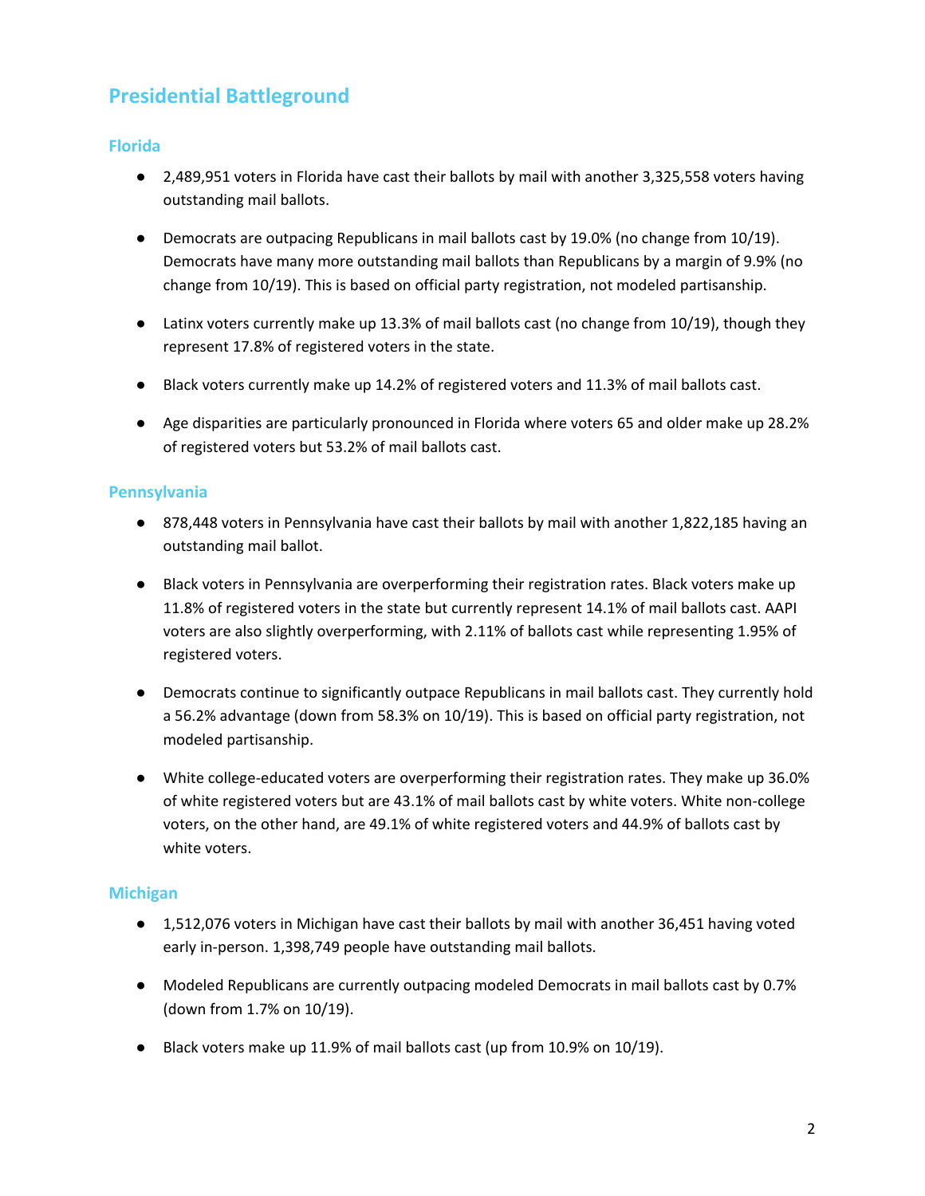## Presidential Battleground

### Florida

- 2,489,951 voters in Florida have cast their ballots by mail with another 3,325,558 voters having outstanding mail ballots.
- Democrats are outpacing Republicans in mail ballots cast by 19.0% (no change from 10/19). Democrats have many more outstanding mail ballots than Republicans by a margin of 9.9% (no change from 10/19). This is based on official party registration, not modeled partisanship.
- Latinx voters currently make up 13.3% of mail ballots cast (no change from 10/19), though they represent 17.8% of registered voters in the state.
- Black voters currently make up 14.2% of registered voters and 11.3% of mail ballots cast.
- Age disparities are particularly pronounced in Florida where voters 65 and older make up 28.2% of registered voters but 53.2% of mail ballots cast.

### Pennsylvania

- 878,448 voters in Pennsylvania have cast their ballots by mail with another 1,822,185 having an outstanding mail ballot.
- Black voters in Pennsylvania are overperforming their registration rates. Black voters make up 11.8% of registered voters in the state but currently represent 14.1% of mail ballots cast. AAPI voters are also slightly overperforming, with 2.11% of ballots cast while representing 1.95% of registered voters.
- Democrats continue to significantly outpace Republicans in mail ballots cast. They currently hold a 56.2% advantage (down from 58.3% on 10/19). This is based on official party registration, not modeled partisanship.
- White college-educated voters are overperforming their registration rates. They make up 36.0% of white registered voters but are 43.1% of mail ballots cast by white voters. White non-college voters, on the other hand, are 49.1% of white registered voters and 44.9% of ballots cast by white voters.

### Michigan

- 1,512,076 voters in Michigan have cast their ballots by mail with another 36,451 having voted early in-person. 1,398,749 people have outstanding mail ballots.
- Modeled Republicans are currently outpacing modeled Democrats in mail ballots cast by 0.7% (down from 1.7% on 10/19).
- Black voters make up 11.9% of mail ballots cast (up from 10.9% on 10/19).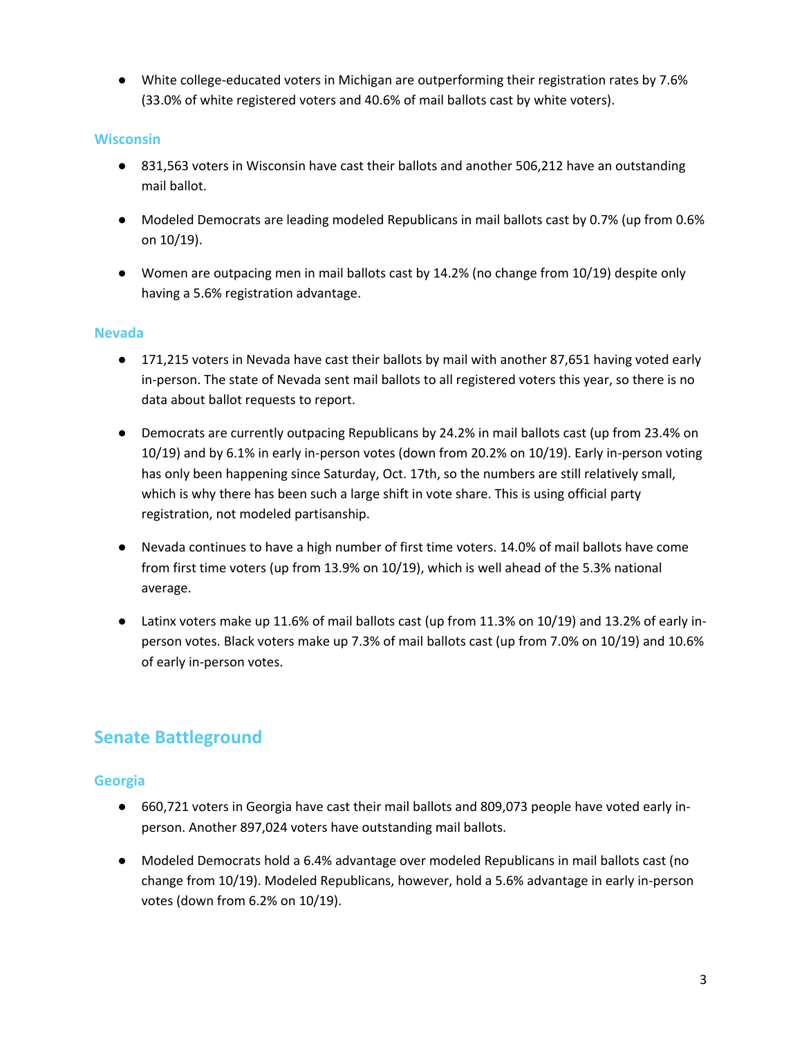- White college-educated voters in Michigan are outperforming their registration rates by 7.6% (33.0% of white registered voters and 40.6% of mail ballots cast by white voters).

### Wisconsin

- 831,563 voters in Wisconsin have cast their ballots and another 506,212 have an outstanding mail ballot.
- Modeled Democrats are leading modeled Republicans in mail ballots cast by 0.7% (up from 0.6% on 10/19).
- Women are outpacing men in mail ballots cast by 14.2% (no change from 10/19) despite only having a 5.6% registration advantage.

### Nevada

- 171,215 voters in Nevada have cast their ballots by mail with another 87,651 having voted early in-person. The state of Nevada sent mail ballots to all registered voters this year, so there is no data about ballot requests to report.
- Democrats are currently outpacing Republicans by 24.2% in mail ballots cast (up from 23.4% on 10/19) and by 6.1% in early in-person votes (down from 20.2% on 10/19). Early in-person voting has only been happening since Saturday, Oct. 17th, so the numbers are still relatively small, which is why there has been such a large shift in vote share. This is using official party registration, not modeled partisanship.
- Nevada continues to have a high number of first time voters. 14.0% of mail ballots have come from first time voters (up from 13.9% on 10/19), which is well ahead of the 5.3% national average.
- Latinx voters make up 11.6% of mail ballots cast (up from 11.3% on 10/19) and 13.2% of early in-person votes. Black voters make up 7.3% of mail ballots cast (up from 7.0% on 10/19) and 10.6% of early in-person votes.

## Senate Battleground

### Georgia

- 660,721 voters in Georgia have cast their mail ballots and 809,073 people have voted early in-person. Another 897,024 voters have outstanding mail ballots.
- Modeled Democrats hold a 6.4% advantage over modeled Republicans in mail ballots cast (no change from 10/19). Modeled Republicans, however, hold a 5.6% advantage in early in-person votes (down from 6.2% on 10/19).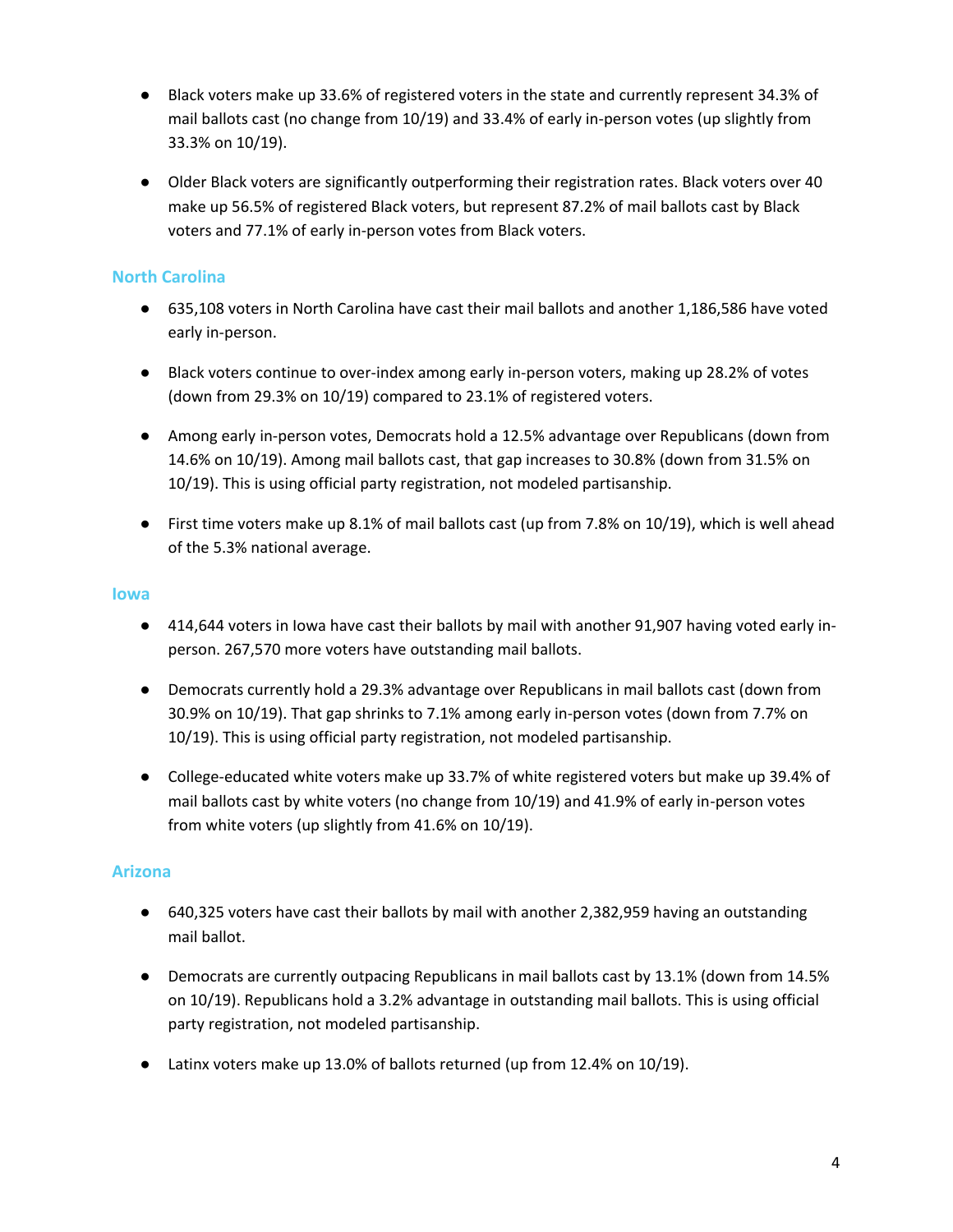- Black voters make up 33.6% of registered voters in the state and currently represent 34.3% of mail ballots cast (no change from 10/19) and 33.4% of early in-person votes (up slightly from 33.3% on 10/19).

- Older Black voters are significantly outperforming their registration rates. Black voters over 40 make up 56.5% of registered Black voters, but represent 87.2% of mail ballots cast by Black voters and 77.1% of early in-person votes from Black voters.

## North Carolina

- 635,108 voters in North Carolina have cast their mail ballots and another 1,186,586 have voted early in-person.

- Black voters continue to over-index among early in-person voters, making up 28.2% of votes (down from 29.3% on 10/19) compared to 23.1% of registered voters.

- Among early in-person votes, Democrats hold a 12.5% advantage over Republicans (down from 14.6% on 10/19). Among mail ballots cast, that gap increases to 30.8% (down from 31.5% on 10/19). This is using official party registration, not modeled partisanship.

- First time voters make up 8.1% of mail ballots cast (up from 7.8% on 10/19), which is well ahead of the 5.3% national average.

## Iowa

- 414,644 voters in Iowa have cast their ballots by mail with another 91,907 having voted early in-person. 267,570 more voters have outstanding mail ballots.

- Democrats currently hold a 29.3% advantage over Republicans in mail ballots cast (down from 30.9% on 10/19). That gap shrinks to 7.1% among early in-person votes (down from 7.7% on 10/19). This is using official party registration, not modeled partisanship.

- College-educated white voters make up 33.7% of white registered voters but make up 39.4% of mail ballots cast by white voters (no change from 10/19) and 41.9% of early in-person votes from white voters (up slightly from 41.6% on 10/19).

## Arizona

- 640,325 voters have cast their ballots by mail with another 2,382,959 having an outstanding mail ballot.

- Democrats are currently outpacing Republicans in mail ballots cast by 13.1% (down from 14.5% on 10/19). Republicans hold a 3.2% advantage in outstanding mail ballots. This is using official party registration, not modeled partisanship.

- Latinx voters make up 13.0% of ballots returned (up from 12.4% on 10/19).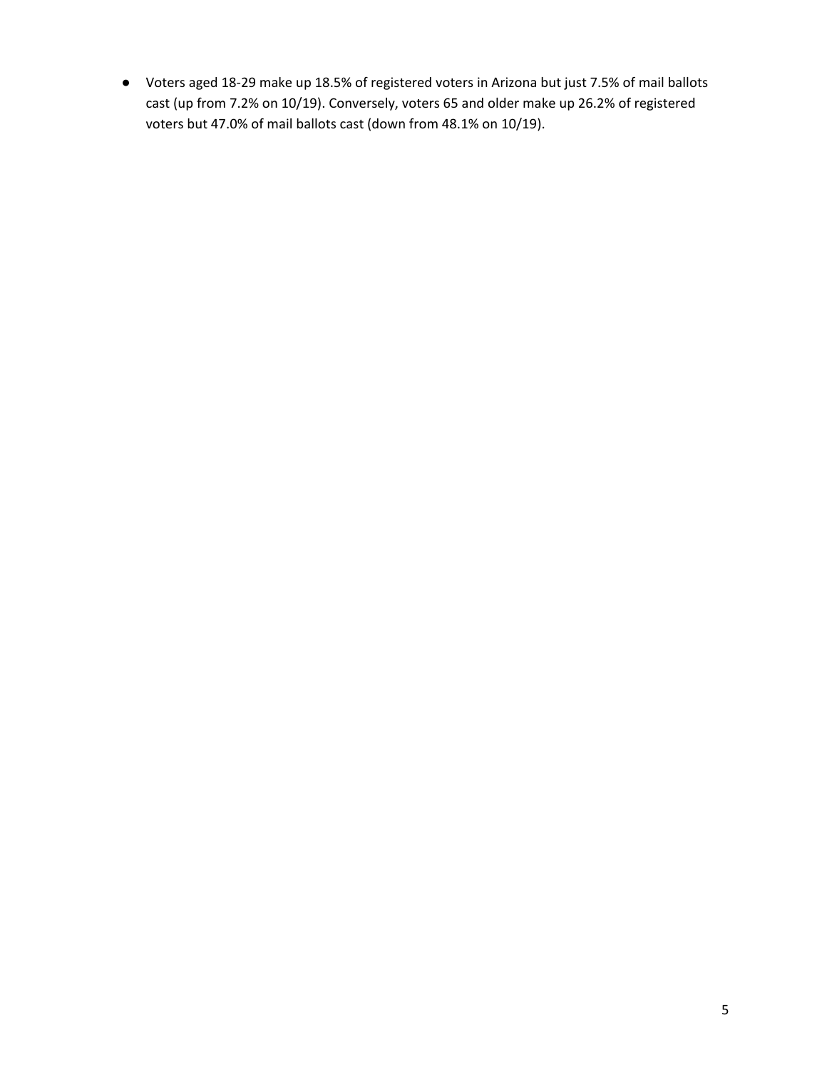- Voters aged 18-29 make up 18.5% of registered voters in Arizona but just 7.5% of mail ballots cast (up from 7.2% on 10/19). Conversely, voters 65 and older make up 26.2% of registered voters but 47.0% of mail ballots cast (down from 48.1% on 10/19).